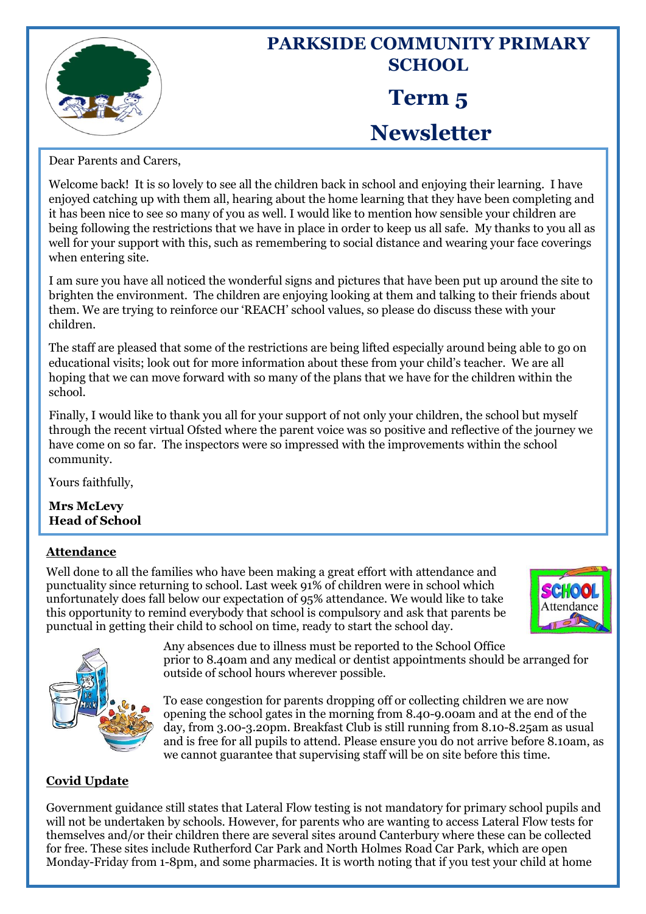# PARKSIDE COMMUNITY PRIMARY SCHOOL

# Term 5

# Newsletter

Dear Parents and Carers,

Welcome back! It is so lovely to see all the children back in school and enjoying their learning. I have enjoyed catching up with them all, hearing about the home learning that they have been completing and it has been nice to see so many of you as well. I would like to mention how sensible your children are being following the restrictions that we have in place in order to keep us all safe. My thanks to you all as well for your support with this, such as remembering to social distance and wearing your face coverings when entering site.

I am sure you have all noticed the wonderful signs and pictures that have been put up around the site to brighten the environment. The children are enjoying looking at them and talking to their friends about them. We are trying to reinforce our 'REACH' school values, so please do discuss these with your children.

The staff are pleased that some of the restrictions are being lifted especially around being able to go on educational visits; look out for more information about these from your child's teacher. We are all hoping that we can move forward with so many of the plans that we have for the children within the school.

Finally, I would like to thank you all for your support of not only your children, the school but myself through the recent virtual Ofsted where the parent voice was so positive and reflective of the journey we have come on so far. The inspectors were so impressed with the improvements within the school community.

Yours faithfully,

**Mrs McLevy**
**Head of School**

## Attendance

Well done to all the families who have been making a great effort with attendance and punctuality since returning to school. Last week 91% of children were in school which unfortunately does fall below our expectation of 95% attendance. We would like to take this opportunity to remind everybody that school is compulsory and ask that parents be punctual in getting their child to school on time, ready to start the school day.

Any absences due to illness must be reported to the School Office prior to 8.40am and any medical or dentist appointments should be arranged for outside of school hours wherever possible.

To ease congestion for parents dropping off or collecting children we are now opening the school gates in the morning from 8.40-9.00am and at the end of the day, from 3.00-3.20pm. Breakfast Club is still running from 8.10-8.25am as usual and is free for all pupils to attend. Please ensure you do not arrive before 8.10am, as we cannot guarantee that supervising staff will be on site before this time.

## Covid Update

Government guidance still states that Lateral Flow testing is not mandatory for primary school pupils and will not be undertaken by schools. However, for parents who are wanting to access Lateral Flow tests for themselves and/or their children there are several sites around Canterbury where these can be collected for free. These sites include Rutherford Car Park and North Holmes Road Car Park, which are open Monday-Friday from 1-8pm, and some pharmacies. It is worth noting that if you test your child at home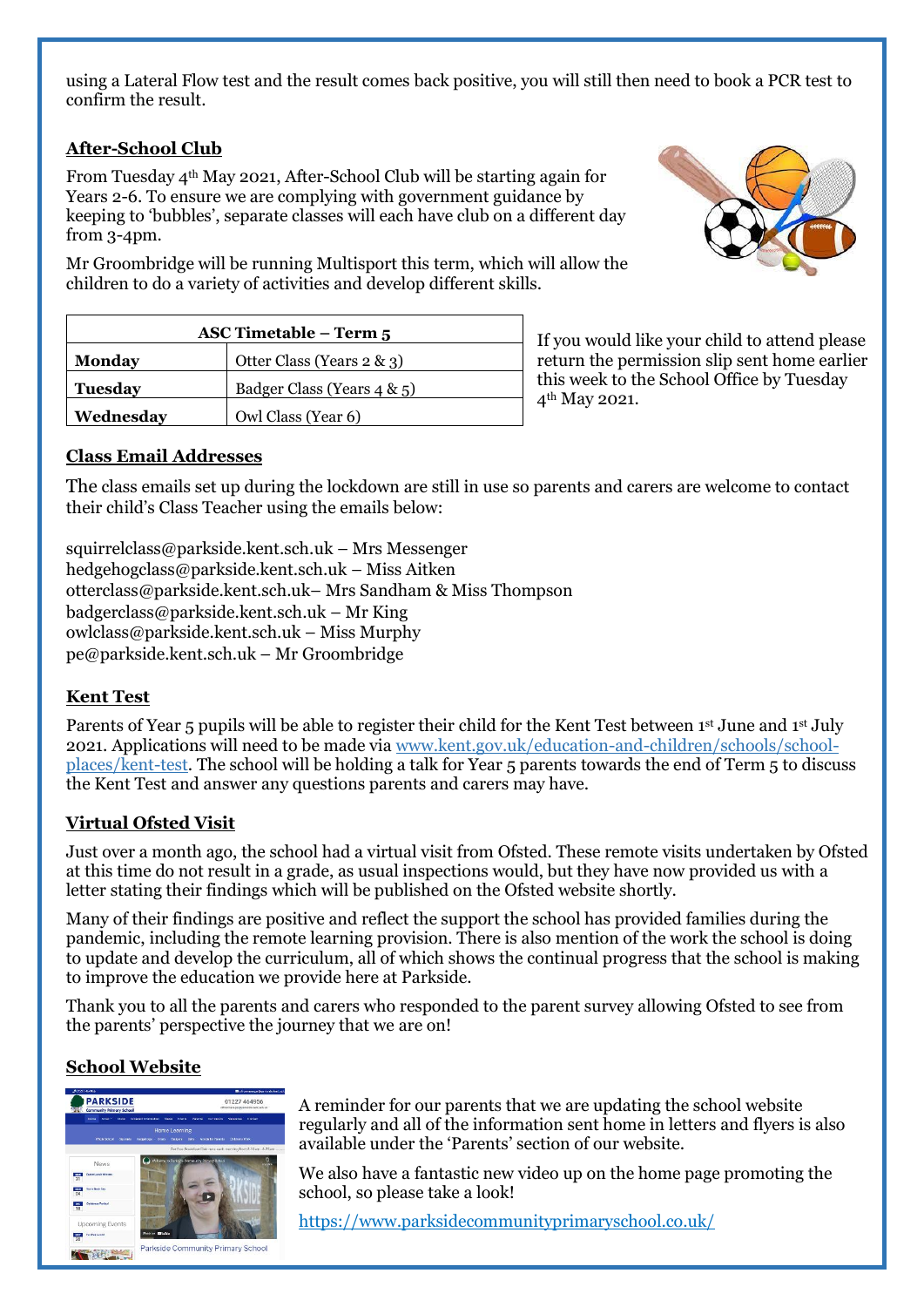using a Lateral Flow test and the result comes back positive, you will still then need to book a PCR test to confirm the result.

## After-School Club

From Tuesday 4th May 2021, After-School Club will be starting again for Years 2-6. To ensure we are complying with government guidance by keeping to 'bubbles', separate classes will each have club on a different day from 3-4pm.

Mr Groombridge will be running Multisport this term, which will allow the children to do a variety of activities and develop different skills.

| ASC Timetable – Term 5 | |
|---|---|
| **Monday** | Otter Class (Years 2 & 3) |
| **Tuesday** | Badger Class (Years 4 & 5) |
| **Wednesday** | Owl Class (Year 6) |

If you would like your child to attend please return the permission slip sent home earlier this week to the School Office by Tuesday 4th May 2021.

## Class Email Addresses

The class emails set up during the lockdown are still in use so parents and carers are welcome to contact their child's Class Teacher using the emails below:

squirrelclass@parkside.kent.sch.uk – Mrs Messenger
hedgehogclass@parkside.kent.sch.uk – Miss Aitken
otterclass@parkside.kent.sch.uk– Mrs Sandham & Miss Thompson
badgerclass@parkside.kent.sch.uk – Mr King
owlclass@parkside.kent.sch.uk – Miss Murphy
pe@parkside.kent.sch.uk – Mr Groombridge

## Kent Test

Parents of Year 5 pupils will be able to register their child for the Kent Test between 1st June and 1st July 2021. Applications will need to be made via www.kent.gov.uk/education-and-children/schools/school-places/kent-test. The school will be holding a talk for Year 5 parents towards the end of Term 5 to discuss the Kent Test and answer any questions parents and carers may have.

## Virtual Ofsted Visit

Just over a month ago, the school had a virtual visit from Ofsted. These remote visits undertaken by Ofsted at this time do not result in a grade, as usual inspections would, but they have now provided us with a letter stating their findings which will be published on the Ofsted website shortly.

Many of their findings are positive and reflect the support the school has provided families during the pandemic, including the remote learning provision. There is also mention of the work the school is doing to update and develop the curriculum, all of which shows the continual progress that the school is making to improve the education we provide here at Parkside.

Thank you to all the parents and carers who responded to the parent survey allowing Ofsted to see from the parents' perspective the journey that we are on!

## School Website

A reminder for our parents that we are updating the school website regularly and all of the information sent home in letters and flyers is also available under the 'Parents' section of our website.

We also have a fantastic new video up on the home page promoting the school, so please take a look!

https://www.parksidecommunityprimaryschool.co.uk/